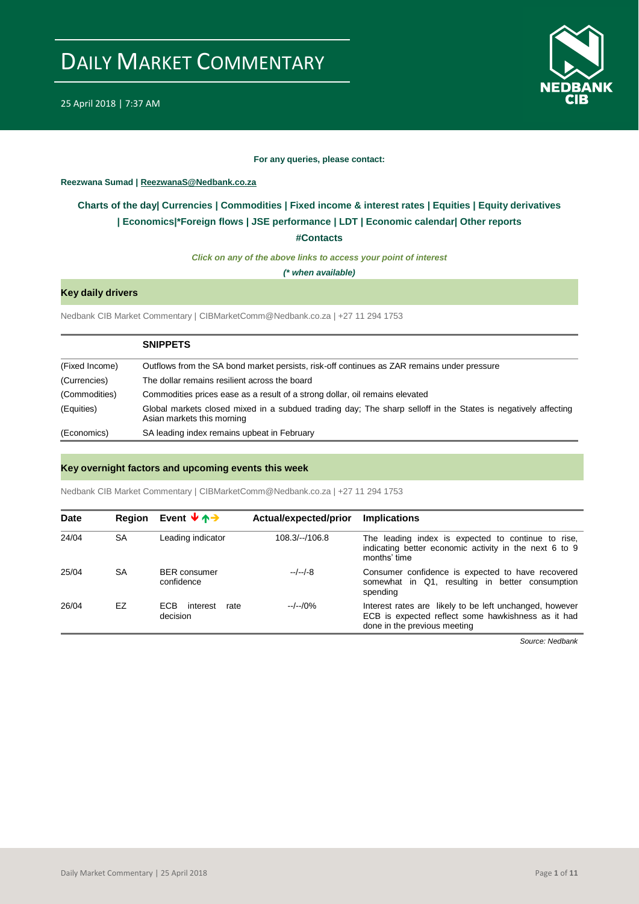# DAILY MARKET COMMENTARY

25 April 2018 | 7:37 AM

**For any queries, please contact:**

**Reezwana Sumad | ReezwanaS@Nedbank.co.za**

**Charts of the day| Currencies | Commodities | Fixed income & interest rates | Equities | Equity derivatives | Economics|*Foreign flows | JSE performance | LDT | Economic calendar| Other reports**

**#Contacts**

***Click on any of the above links to access your point of interest***

***(* when available)***

## Key daily drivers

Nedbank CIB Market Commentary | CIBMarketComm@Nedbank.co.za | +27 11 294 1753

| | **SNIPPETS** |
|---|---|
| (Fixed Income) | Outflows from the SA bond market persists, risk-off continues as ZAR remains under pressure |
| (Currencies) | The dollar remains resilient across the board |
| (Commodities) | Commodities prices ease as a result of a strong dollar, oil remains elevated |
| (Equities) | Global markets closed mixed in a subdued trading day; The sharp selloff in the States is negatively affecting Asian markets this morning |
| (Economics) | SA leading index remains upbeat in February |

## Key overnight factors and upcoming events this week

Nedbank CIB Market Commentary | CIBMarketComm@Nedbank.co.za | +27 11 294 1753

| Date | Region | Event ↓↑→ | Actual/expected/prior | Implications |
|---|---|---|---|---|
| 24/04 | SA | Leading indicator | 108.3/--/106.8 | The leading index is expected to continue to rise, indicating better economic activity in the next 6 to 9 months' time |
| 25/04 | SA | BER consumer confidence | --/--/-8 | Consumer confidence is expected to have recovered somewhat in Q1, resulting in better consumption spending |
| 26/04 | EZ | ECB interest rate decision | --/--/0% | Interest rates are likely to be left unchanged, however ECB is expected reflect some hawkishness as it had done in the previous meeting |

*Source: Nedbank*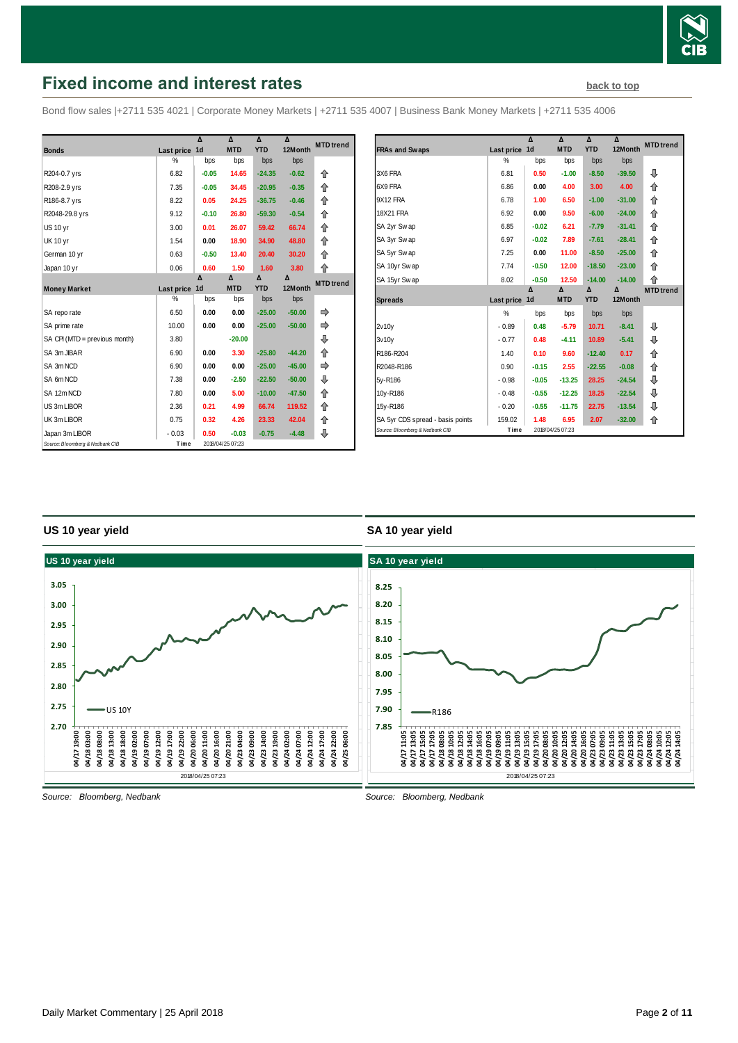# Fixed income and interest rates

back to top

Bond flow sales |+2711 535 4021 | Corporate Money Markets | +2711 535 4007 | Business Bank Money Markets | +2711 535 4006

| Bonds | Last price | Δ 1d | Δ MTD | Δ YTD | Δ 12Month | MTD trend |
|---|---|---|---|---|---|---|
| | % | bps | bps | bps | bps | |
| R204-0.7 yrs | 6.82 | -0.05 | 14.65 | -24.35 | -0.62 | ⇧ |
| R208-2.9 yrs | 7.35 | -0.05 | 34.45 | -20.95 | -0.35 | ⇧ |
| R186-8.7 yrs | 8.22 | 0.05 | 24.25 | -36.75 | -0.46 | ⇧ |
| R2048-29.8 yrs | 9.12 | -0.10 | 26.80 | -59.30 | -0.54 | ⇧ |
| US 10 yr | 3.00 | 0.01 | 26.07 | 59.42 | 66.74 | ⇧ |
| UK 10 yr | 1.54 | 0.00 | 18.90 | 34.90 | 48.80 | ⇧ |
| German 10 yr | 0.63 | -0.50 | 13.40 | 20.40 | 30.20 | ⇧ |
| Japan 10 yr | 0.06 | 0.60 | 1.50 | 1.60 | 3.80 | ⇧ |
| **Money Market** | **Last price** | **Δ 1d** | **Δ MTD** | **Δ YTD** | **Δ 12Month** | **MTD trend** |
| | % | bps | bps | bps | bps | |
| SA repo rate | 6.50 | 0.00 | 0.00 | -25.00 | -50.00 | ⇨ |
| SA prime rate | 10.00 | 0.00 | 0.00 | -25.00 | -50.00 | ⇨ |
| SA CPI (MTD = previous month) | 3.80 | | -20.00 | | | ⇩ |
| SA 3m JIBAR | 6.90 | 0.00 | 3.30 | -25.80 | -44.20 | ⇧ |
| SA 3m NCD | 6.90 | 0.00 | 0.00 | -25.00 | -45.00 | ⇨ |
| SA 6m NCD | 7.38 | 0.00 | -2.50 | -22.50 | -50.00 | ⇩ |
| SA 12m NCD | 7.80 | 0.00 | 5.00 | -10.00 | -47.50 | ⇧ |
| US 3m LIBOR | 2.36 | 0.21 | 4.99 | 66.74 | 119.52 | ⇧ |
| UK 3m LIBOR | 0.75 | 0.32 | 4.26 | 23.33 | 42.04 | ⇧ |
| Japan 3m LIBOR | -0.03 | 0.50 | -0.03 | -0.75 | -4.48 | ⇩ |

Source: Bloomberg & Nedbank CIB — Time 2018/04/25 07:23

| FRAs and Swaps | Last price | Δ 1d | Δ MTD | Δ YTD | Δ 12Month | MTD trend |
|---|---|---|---|---|---|---|
| | % | bps | bps | bps | bps | |
| 3X6 FRA | 6.81 | 0.50 | -1.00 | -8.50 | -39.50 | ⇩ |
| 6X9 FRA | 6.86 | 0.00 | 4.00 | 3.00 | 4.00 | ⇧ |
| 9X12 FRA | 6.78 | 1.00 | 6.50 | -1.00 | -31.00 | ⇧ |
| 18X21 FRA | 6.92 | 0.00 | 9.50 | -6.00 | -24.00 | ⇧ |
| SA 2yr Swap | 6.85 | -0.02 | 6.21 | -7.79 | -31.41 | ⇧ |
| SA 3yr Swap | 6.97 | -0.02 | 7.89 | -7.61 | -28.41 | ⇧ |
| SA 5yr Swap | 7.25 | 0.00 | 11.00 | -8.50 | -25.00 | ⇧ |
| SA 10yr Swap | 7.74 | -0.50 | 12.00 | -18.50 | -23.00 | ⇧ |
| SA 15yr Swap | 8.02 | -0.50 | 12.50 | -14.00 | -14.00 | ⇧ |
| **Spreads** | **Last price** | **Δ 1d** | **Δ MTD** | **Δ YTD** | **Δ 12Month** | **MTD trend** |
| | % | bps | bps | bps | bps | |
| 2v10y | -0.89 | 0.48 | -5.79 | 10.71 | -8.41 | ⇩ |
| 3v10y | -0.77 | 0.48 | -4.11 | 10.89 | -5.41 | ⇩ |
| R186-R204 | 1.40 | 0.10 | 9.60 | -12.40 | 0.17 | ⇧ |
| R2048-R186 | 0.90 | -0.15 | 2.55 | -22.55 | -0.08 | ⇧ |
| 5y-R186 | -0.98 | -0.05 | -13.25 | 28.25 | -24.54 | ⇩ |
| 10y-R186 | -0.48 | -0.55 | -12.25 | 18.25 | -22.54 | ⇩ |
| 15y-R186 | -0.20 | -0.55 | -11.75 | 22.75 | -13.54 | ⇩ |
| SA 5yr CDS spread - basis points | 159.02 | 1.48 | 6.95 | 2.07 | -32.00 | ⇧ |

Source: Bloomberg & Nedbank CIB — Time 2018/04/25 07:23

## US 10 year yield

Source: Bloomberg, Nedbank

## SA 10 year yield

Source: Bloomberg, Nedbank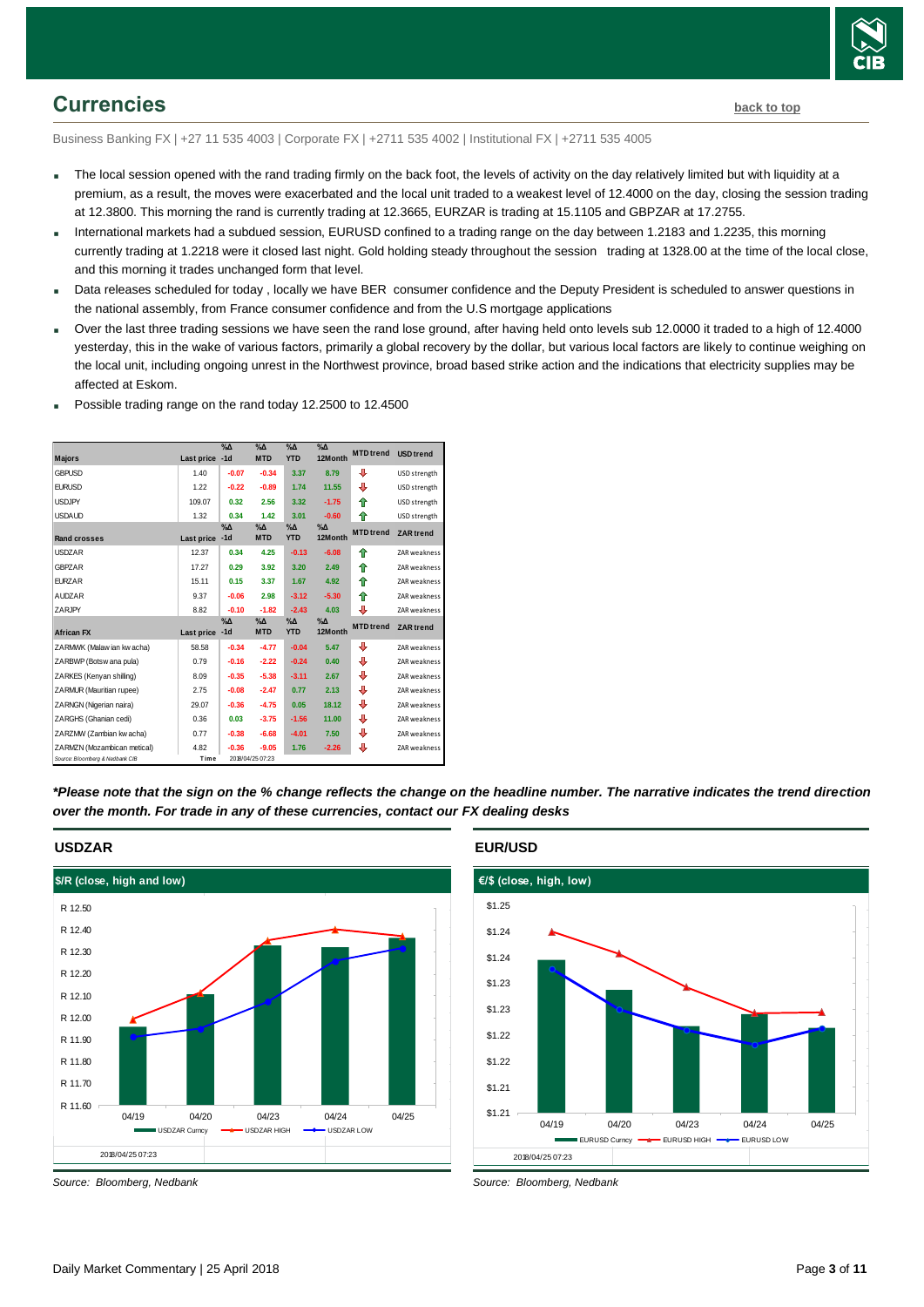# Currencies

back to top

Business Banking FX | +27 11 535 4003 | Corporate FX | +2711 535 4002 | Institutional FX | +2711 535 4005

- The local session opened with the rand trading firmly on the back foot, the levels of activity on the day relatively limited but with liquidity at a premium, as a result, the moves were exacerbated and the local unit traded to a weakest level of 12.4000 on the day, closing the session trading at 12.3800. This morning the rand is currently trading at 12.3665, EURZAR is trading at 15.1105 and GBPZAR at 17.2755.
- International markets had a subdued session, EURUSD confined to a trading range on the day between 1.2183 and 1.2235, this morning currently trading at 1.2218 were it closed last night. Gold holding steady throughout the session trading at 1328.00 at the time of the local close, and this morning it trades unchanged form that level.
- Data releases scheduled for today , locally we have BER consumer confidence and the Deputy President is scheduled to answer questions in the national assembly, from France consumer confidence and from the U.S mortgage applications
- Over the last three trading sessions we have seen the rand lose ground, after having held onto levels sub 12.0000 it traded to a high of 12.4000 yesterday, this in the wake of various factors, primarily a global recovery by the dollar, but various local factors are likely to continue weighing on the local unit, including ongoing unrest in the Northwest province, broad based strike action and the indications that electricity supplies may be affected at Eskom.
- Possible trading range on the rand today 12.2500 to 12.4500

| Majors | Last price | %Δ -1d | %Δ MTD | %Δ YTD | %Δ 12Month | MTD trend | USD trend |
|---|---|---|---|---|---|---|---|
| GBPUSD | 1.40 | -0.07 | -0.34 | 3.37 | 8.79 | ⇩ | USD strength |
| EURUSD | 1.22 | -0.22 | -0.89 | 1.74 | 11.55 | ⇩ | USD strength |
| USDJPY | 109.07 | 0.32 | 2.56 | 3.32 | -1.75 | ⇧ | USD strength |
| USDAUD | 1.32 | 0.34 | 1.42 | 3.01 | -0.60 | ⇧ | USD strength |
| **Rand crosses** | **Last price** | **%Δ -1d** | **%Δ MTD** | **%Δ YTD** | **%Δ 12Month** | **MTD trend** | **ZAR trend** |
| USDZAR | 12.37 | 0.34 | 4.25 | -0.13 | -6.08 | ⇧ | ZAR weakness |
| GBPZAR | 17.27 | 0.29 | 3.92 | 3.20 | 2.49 | ⇧ | ZAR weakness |
| EURZAR | 15.11 | 0.15 | 3.37 | 1.67 | 4.92 | ⇧ | ZAR weakness |
| AUDZAR | 9.37 | -0.06 | 2.98 | -3.12 | -5.30 | ⇧ | ZAR weakness |
| ZARJPY | 8.82 | -0.10 | -1.82 | -2.43 | 4.03 | ⇩ | ZAR weakness |
| **African FX** | **Last price** | **%Δ -1d** | **%Δ MTD** | **%Δ YTD** | **%Δ 12Month** | **MTD trend** | **ZAR trend** |
| ZARMWK (Malawian kwacha) | 58.58 | -0.34 | -4.77 | -0.04 | 5.47 | ⇩ | ZAR weakness |
| ZARBWP (Botswana pula) | 0.79 | -0.16 | -2.22 | -0.24 | 0.40 | ⇩ | ZAR weakness |
| ZARKES (Kenyan shilling) | 8.09 | -0.35 | -5.38 | -3.11 | 2.67 | ⇩ | ZAR weakness |
| ZARMUR (Mauritian rupee) | 2.75 | -0.08 | -2.47 | 0.77 | 2.13 | ⇩ | ZAR weakness |
| ZARNGN (Nigerian naira) | 29.07 | -0.36 | -4.75 | 0.05 | 18.12 | ⇩ | ZAR weakness |
| ZARGHS (Ghanian cedi) | 0.36 | 0.03 | -3.75 | -1.56 | 11.00 | ⇩ | ZAR weakness |
| ZARZMW (Zambian kwacha) | 0.77 | -0.38 | -6.68 | -4.01 | 7.50 | ⇩ | ZAR weakness |
| ZARMZN (Mozambican metical) | 4.82 | -0.36 | -9.05 | 1.76 | -2.26 | ⇩ | ZAR weakness |

Source: Bloomberg & Nedbank CIB | Time 2018/04/25 07:23

***Please note that the sign on the % change reflects the change on the headline number. The narrative indicates the trend direction over the month. For trade in any of these currencies, contact our FX dealing desks***

### USDZAR

Source: Bloomberg, Nedbank

### EUR/USD

Source: Bloomberg, Nedbank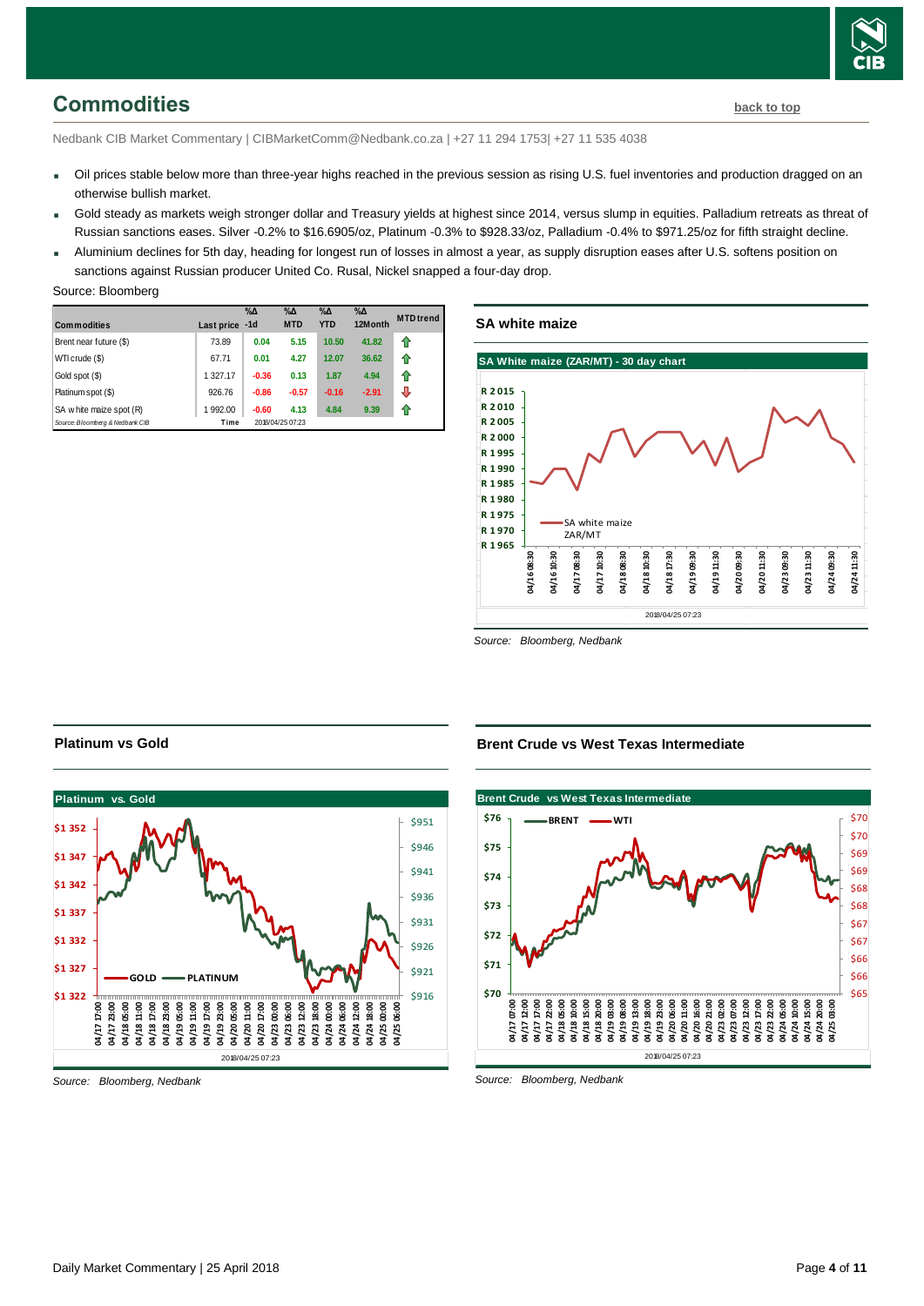## Commodities

back to top

Nedbank CIB Market Commentary | CIBMarketComm@Nedbank.co.za | +27 11 294 1753| +27 11 535 4038

- Oil prices stable below more than three-year highs reached in the previous session as rising U.S. fuel inventories and production dragged on an otherwise bullish market.
- Gold steady as markets weigh stronger dollar and Treasury yields at highest since 2014, versus slump in equities. Palladium retreats as threat of Russian sanctions eases. Silver -0.2% to $16.6905/oz, Platinum -0.3% to $928.33/oz, Palladium -0.4% to $971.25/oz for fifth straight decline.
- Aluminium declines for 5th day, heading for longest run of losses in almost a year, as supply disruption eases after U.S. softens position on sanctions against Russian producer United Co. Rusal, Nickel snapped a four-day drop.

Source: Bloomberg

| Commodities | Last price | %Δ -1d | %Δ MTD | %Δ YTD | %Δ 12Month | MTD trend |
|---|---|---|---|---|---|---|
| Brent near future ($) | 73.89 | 0.04 | 5.15 | 10.50 | 41.82 | ⇧ |
| WTI crude ($) | 67.71 | 0.01 | 4.27 | 12.07 | 36.62 | ⇧ |
| Gold spot ($) | 1 327.17 | -0.36 | 0.13 | 1.87 | 4.94 | ⇧ |
| Platinum spot ($) | 926.76 | -0.86 | -0.57 | -0.16 | -2.91 | ⇩ |
| SA white maize spot (R) | 1 992.00 | -0.60 | 4.13 | 4.84 | 9.39 | ⇧ |
| *Source: Bloomberg & Nedbank CIB* | Time | 2018/04/25 07:23 | | | | |

### SA white maize

Source: Bloomberg, Nedbank

### Platinum vs Gold

Source: Bloomberg, Nedbank

### Brent Crude vs West Texas Intermediate

Source: Bloomberg, Nedbank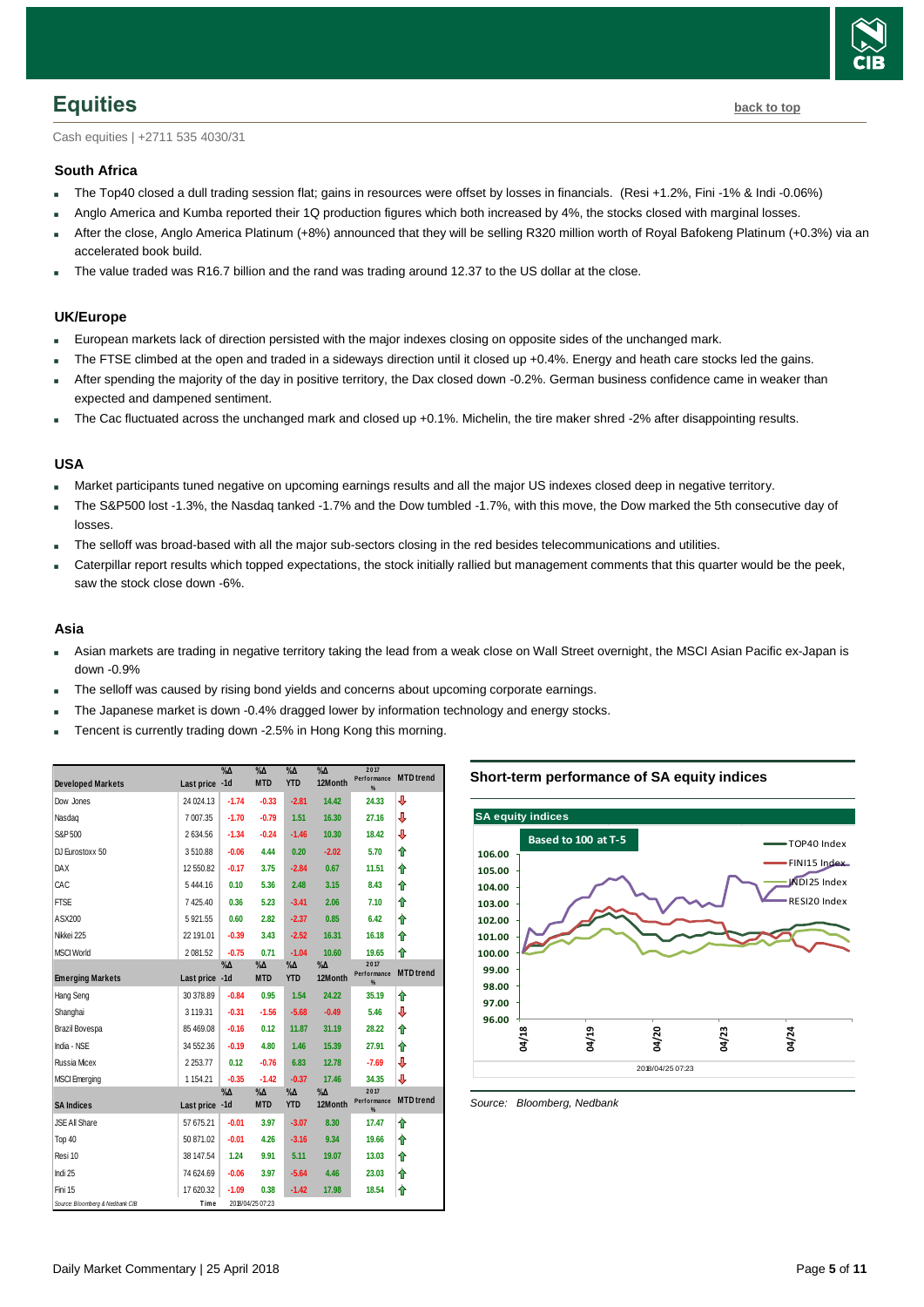## Equities

back to top

Cash equities | +2711 535 4030/31

### South Africa

- The Top40 closed a dull trading session flat; gains in resources were offset by losses in financials. (Resi +1.2%, Fini -1% & Indi -0.06%)
- Anglo America and Kumba reported their 1Q production figures which both increased by 4%, the stocks closed with marginal losses.
- After the close, Anglo America Platinum (+8%) announced that they will be selling R320 million worth of Royal Bafokeng Platinum (+0.3%) via an accelerated book build.
- The value traded was R16.7 billion and the rand was trading around 12.37 to the US dollar at the close.

### UK/Europe

- European markets lack of direction persisted with the major indexes closing on opposite sides of the unchanged mark.
- The FTSE climbed at the open and traded in a sideways direction until it closed up +0.4%. Energy and heath care stocks led the gains.
- After spending the majority of the day in positive territory, the Dax closed down -0.2%. German business confidence came in weaker than expected and dampened sentiment.
- The Cac fluctuated across the unchanged mark and closed up +0.1%. Michelin, the tire maker shred -2% after disappointing results.

### USA

- Market participants tuned negative on upcoming earnings results and all the major US indexes closed deep in negative territory.
- The S&P500 lost -1.3%, the Nasdaq tanked -1.7% and the Dow tumbled -1.7%, with this move, the Dow marked the 5th consecutive day of losses.
- The selloff was broad-based with all the major sub-sectors closing in the red besides telecommunications and utilities.
- Caterpillar report results which topped expectations, the stock initially rallied but management comments that this quarter would be the peak, saw the stock close down -6%.

### Asia

- Asian markets are trading in negative territory taking the lead from a weak close on Wall Street overnight, the MSCI Asian Pacific ex-Japan is down -0.9%
- The selloff was caused by rising bond yields and concerns about upcoming corporate earnings.
- The Japanese market is down -0.4% dragged lower by information technology and energy stocks.
- Tencent is currently trading down -2.5% in Hong Kong this morning.

| Developed Markets | Last price | %Δ -1d | %Δ MTD | %Δ YTD | %Δ 12Month | 2017 Performance % | MTD trend |
|---|---|---|---|---|---|---|---|
| Dow Jones | 24 024.13 | -1.74 | -0.33 | -2.81 | 14.42 | 24.33 | ⇩ |
| Nasdaq | 7 007.35 | -1.70 | -0.79 | 1.51 | 16.30 | 27.16 | ⇩ |
| S&P 500 | 2 634.56 | -1.34 | -0.24 | -1.46 | 10.30 | 18.42 | ⇩ |
| DJ Eurostoxx 50 | 3 510.88 | -0.06 | 4.44 | 0.20 | -2.02 | 5.70 | ⇧ |
| DAX | 12 550.82 | -0.17 | 3.75 | -2.84 | 0.67 | 11.51 | ⇧ |
| CAC | 5 444.16 | 0.10 | 5.36 | 2.48 | 3.15 | 8.43 | ⇧ |
| FTSE | 7 425.40 | 0.36 | 5.23 | -3.41 | 2.06 | 7.10 | ⇧ |
| ASX200 | 5 921.55 | 0.60 | 2.82 | -2.37 | 0.85 | 6.42 | ⇧ |
| Nikkei 225 | 22 191.01 | -0.39 | 3.43 | -2.52 | 16.31 | 16.18 | ⇧ |
| MSCI World | 2 081.52 | -0.75 | 0.71 | -1.04 | 10.60 | 19.65 | ⇧ |
| **Emerging Markets** | **Last price** | **%Δ -1d** | **%Δ MTD** | **%Δ YTD** | **%Δ 12Month** | **2017 Performance %** | **MTD trend** |
| Hang Seng | 30 378.89 | -0.84 | 0.95 | 1.54 | 24.22 | 35.19 | ⇧ |
| Shanghai | 3 119.31 | -0.31 | -1.56 | -5.68 | -0.49 | 5.46 | ⇩ |
| Brazil Bovespa | 85 469.08 | -0.16 | 0.12 | 11.87 | 31.19 | 28.22 | ⇧ |
| India - NSE | 34 552.36 | -0.19 | 4.80 | 1.46 | 15.39 | 27.91 | ⇧ |
| Russia Micex | 2 253.77 | 0.12 | -0.76 | 6.83 | 12.78 | -7.69 | ⇩ |
| MSCI Emerging | 1 154.21 | -0.35 | -1.42 | -0.37 | 17.46 | 34.35 | ⇩ |
| **SA Indices** | **Last price** | **%Δ -1d** | **%Δ MTD** | **%Δ YTD** | **%Δ 12Month** | **2017 Performance %** | **MTD trend** |
| JSE All Share | 57 675.21 | -0.01 | 3.97 | -3.07 | 8.30 | 17.47 | ⇧ |
| Top 40 | 50 871.02 | -0.01 | 4.26 | -3.16 | 9.34 | 19.66 | ⇧ |
| Resi 10 | 38 147.54 | 1.24 | 9.91 | 5.11 | 19.07 | 13.03 | ⇧ |
| Indi 25 | 74 624.69 | -0.06 | 3.97 | -5.64 | 4.46 | 23.03 | ⇧ |
| Fini 15 | 17 620.32 | -1.09 | 0.38 | -1.42 | 17.98 | 18.54 | ⇧ |

Source: Bloomberg & Nedbank CIB | Time 2018/04/25 07:23

### Short-term performance of SA equity indices

Source: Bloomberg, Nedbank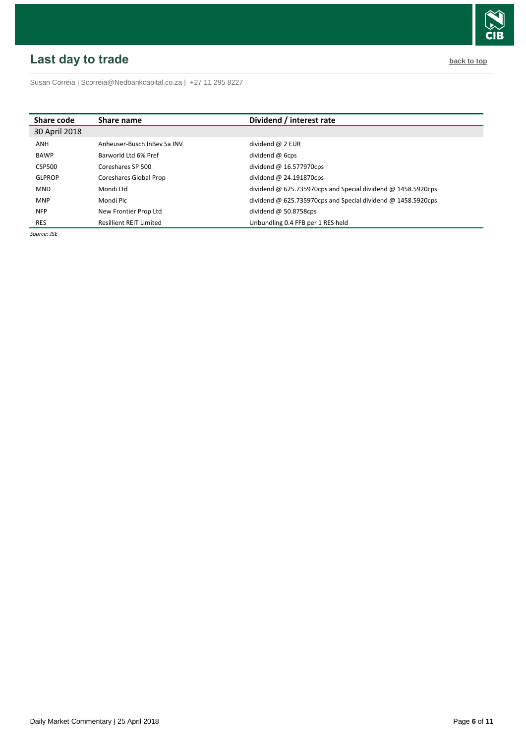# Last day to trade

back to top

Susan Correia | Scorreia@Nedbankcapital.co.za | +27 11 295 8227

| Share code | Share name | Dividend / interest rate |
|---|---|---|
| 30 April 2018 | | |
| ANH | Anheuser-Busch InBev Sa INV | dividend @ 2 EUR |
| BAWP | Barworld Ltd 6% Pref | dividend @ 6cps |
| CSP500 | Coreshares SP 500 | dividend @ 16.577970cps |
| GLPROP | Coreshares Global Prop | dividend @ 24.191870cps |
| MND | Mondi Ltd | dividend @ 625.735970cps and Special dividend @ 1458.5920cps |
| MNP | Mondi Plc | dividend @ 625.735970cps and Special dividend @ 1458.5920cps |
| NFP | New Frontier Prop Ltd | dividend @ 50.8758cps |
| RES | Resillient REIT Limited | Unbundling 0.4 FFB per 1 RES held |

*Source: JSE*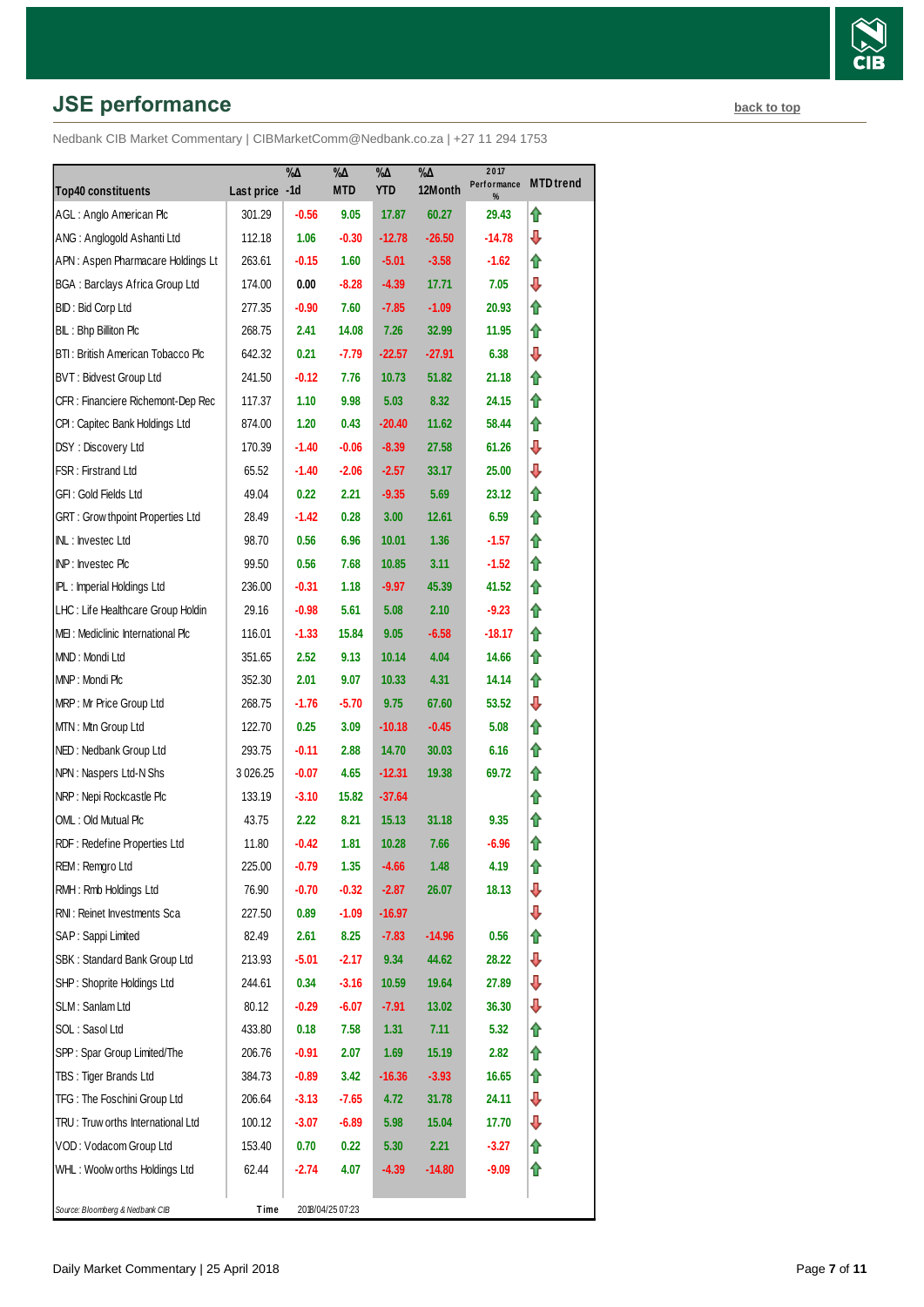## JSE performance

back to top

Nedbank CIB Market Commentary | CIBMarketComm@Nedbank.co.za | +27 11 294 1753

| Top40 constituents | Last price | %Δ -1d | %Δ MTD | %Δ YTD | %Δ 12Month | 2017 Performance % | MTD trend |
|---|---|---|---|---|---|---|---|
| AGL : Anglo American Plc | 301.29 | -0.56 | 9.05 | 17.87 | 60.27 | 29.43 | ⇧ |
| ANG : Anglogold Ashanti Ltd | 112.18 | 1.06 | -0.30 | -12.78 | -26.50 | -14.78 | ⇩ |
| APN : Aspen Pharmacare Holdings Lt | 263.61 | -0.15 | 1.60 | -5.01 | -3.58 | -1.62 | ⇧ |
| BGA : Barclays Africa Group Ltd | 174.00 | 0.00 | -8.28 | -4.39 | 17.71 | 7.05 | ⇩ |
| BID : Bid Corp Ltd | 277.35 | -0.90 | 7.60 | -7.85 | -1.09 | 20.93 | ⇧ |
| BIL : Bhp Billiton Plc | 268.75 | 2.41 | 14.08 | 7.26 | 32.99 | 11.95 | ⇧ |
| BTI : British American Tobacco Plc | 642.32 | 0.21 | -7.79 | -22.57 | -27.91 | 6.38 | ⇩ |
| BVT : Bidvest Group Ltd | 241.50 | -0.12 | 7.76 | 10.73 | 51.82 | 21.18 | ⇧ |
| CFR : Financiere Richemont-Dep Rec | 117.37 | 1.10 | 9.98 | 5.03 | 8.32 | 24.15 | ⇧ |
| CPI : Capitec Bank Holdings Ltd | 874.00 | 1.20 | 0.43 | -20.40 | 11.62 | 58.44 | ⇧ |
| DSY : Discovery Ltd | 170.39 | -1.40 | -0.06 | -8.39 | 27.58 | 61.26 | ⇩ |
| FSR : Firstrand Ltd | 65.52 | -1.40 | -2.06 | -2.57 | 33.17 | 25.00 | ⇩ |
| GFI : Gold Fields Ltd | 49.04 | 0.22 | 2.21 | -9.35 | 5.69 | 23.12 | ⇧ |
| GRT : Growthpoint Properties Ltd | 28.49 | -1.42 | 0.28 | 3.00 | 12.61 | 6.59 | ⇧ |
| INL : Investec Ltd | 98.70 | 0.56 | 6.96 | 10.01 | 1.36 | -1.57 | ⇧ |
| INP : Investec Plc | 99.50 | 0.56 | 7.68 | 10.85 | 3.11 | -1.52 | ⇧ |
| IPL : Imperial Holdings Ltd | 236.00 | -0.31 | 1.18 | -9.97 | 45.39 | 41.52 | ⇧ |
| LHC : Life Healthcare Group Holdin | 29.16 | -0.98 | 5.61 | 5.08 | 2.10 | -9.23 | ⇧ |
| MEI : Mediclinic International Plc | 116.01 | -1.33 | 15.84 | 9.05 | -6.58 | -18.17 | ⇧ |
| MND : Mondi Ltd | 351.65 | 2.52 | 9.13 | 10.14 | 4.04 | 14.66 | ⇧ |
| MNP : Mondi Plc | 352.30 | 2.01 | 9.07 | 10.33 | 4.31 | 14.14 | ⇧ |
| MRP : Mr Price Group Ltd | 268.75 | -1.76 | -5.70 | 9.75 | 67.60 | 53.52 | ⇩ |
| MTN : Mtn Group Ltd | 122.70 | 0.25 | 3.09 | -10.18 | -0.45 | 5.08 | ⇧ |
| NED : Nedbank Group Ltd | 293.75 | -0.11 | 2.88 | 14.70 | 30.03 | 6.16 | ⇧ |
| NPN : Naspers Ltd-N Shs | 3 026.25 | -0.07 | 4.65 | -12.31 | 19.38 | 69.72 | ⇧ |
| NRP : Nepi Rockcastle Plc | 133.19 | -3.10 | 15.82 | -37.64 | | | ⇧ |
| OML : Old Mutual Plc | 43.75 | 2.22 | 8.21 | 15.13 | 31.18 | 9.35 | ⇧ |
| RDF : Redefine Properties Ltd | 11.80 | -0.42 | 1.81 | 10.28 | 7.66 | -6.96 | ⇧ |
| REM : Remgro Ltd | 225.00 | -0.79 | 1.35 | -4.66 | 1.48 | 4.19 | ⇧ |
| RMH : Rmb Holdings Ltd | 76.90 | -0.70 | -0.32 | -2.87 | 26.07 | 18.13 | ⇩ |
| RNI : Reinet Investments Sca | 227.50 | 0.89 | -1.09 | -16.97 | | | ⇩ |
| SAP : Sappi Limited | 82.49 | 2.61 | 8.25 | -7.83 | -14.96 | 0.56 | ⇧ |
| SBK : Standard Bank Group Ltd | 213.93 | -5.01 | -2.17 | 9.34 | 44.62 | 28.22 | ⇩ |
| SHP : Shoprite Holdings Ltd | 244.61 | 0.34 | -3.16 | 10.59 | 19.64 | 27.89 | ⇩ |
| SLM : Sanlam Ltd | 80.12 | -0.29 | -6.07 | -7.91 | 13.02 | 36.30 | ⇩ |
| SOL : Sasol Ltd | 433.80 | 0.18 | 7.58 | 1.31 | 7.11 | 5.32 | ⇧ |
| SPP : Spar Group Limited/The | 206.76 | -0.91 | 2.07 | 1.69 | 15.19 | 2.82 | ⇧ |
| TBS : Tiger Brands Ltd | 384.73 | -0.89 | 3.42 | -16.36 | -3.93 | 16.65 | ⇧ |
| TFG : The Foschini Group Ltd | 206.64 | -3.13 | -7.65 | 4.72 | 31.78 | 24.11 | ⇩ |
| TRU : Truworths International Ltd | 100.12 | -3.07 | -6.89 | 5.98 | 15.04 | 17.70 | ⇩ |
| VOD : Vodacom Group Ltd | 153.40 | 0.70 | 0.22 | 5.30 | 2.21 | -3.27 | ⇧ |
| WHL : Woolworths Holdings Ltd | 62.44 | -2.74 | 4.07 | -4.39 | -14.80 | -9.09 | ⇧ |

*Source: Bloomberg & Nedbank CIB* Time 2018/04/25 07:23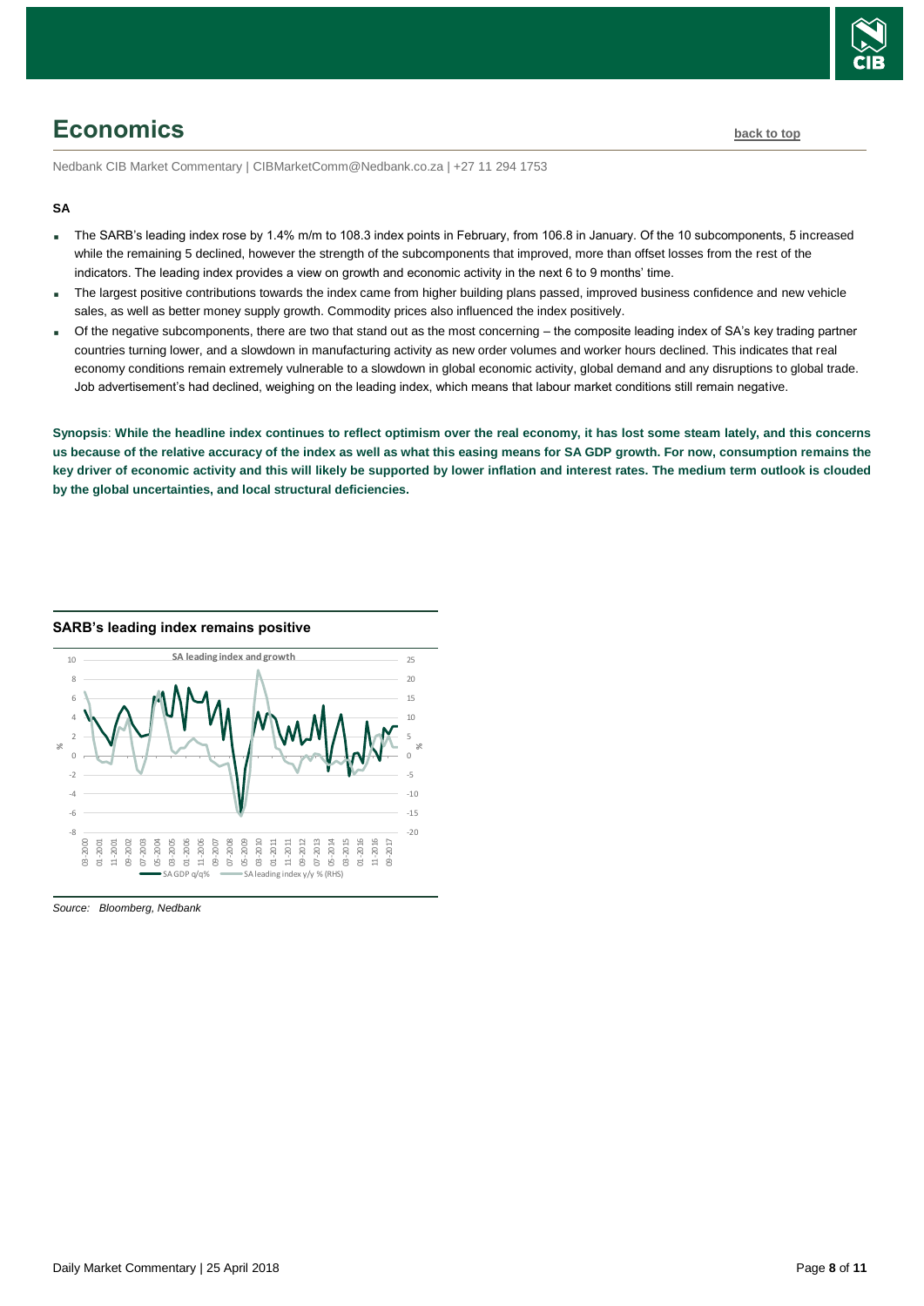## Economics

back to top

Nedbank CIB Market Commentary | CIBMarketComm@Nedbank.co.za | +27 11 294 1753

### SA

- The SARB's leading index rose by 1.4% m/m to 108.3 index points in February, from 106.8 in January. Of the 10 subcomponents, 5 increased while the remaining 5 declined, however the strength of the subcomponents that improved, more than offset losses from the rest of the indicators. The leading index provides a view on growth and economic activity in the next 6 to 9 months' time.
- The largest positive contributions towards the index came from higher building plans passed, improved business confidence and new vehicle sales, as well as better money supply growth. Commodity prices also influenced the index positively.
- Of the negative subcomponents, there are two that stand out as the most concerning – the composite leading index of SA's key trading partner countries turning lower, and a slowdown in manufacturing activity as new order volumes and worker hours declined. This indicates that real economy conditions remain extremely vulnerable to a slowdown in global economic activity, global demand and any disruptions to global trade. Job advertisement's had declined, weighing on the leading index, which means that labour market conditions still remain negative.

**Synopsis: While the headline index continues to reflect optimism over the real economy, it has lost some steam lately, and this concerns us because of the relative accuracy of the index as well as what this easing means for SA GDP growth. For now, consumption remains the key driver of economic activity and this will likely be supported by lower inflation and interest rates. The medium term outlook is clouded by the global uncertainties, and local structural deficiencies.**

**SARB's leading index remains positive**

*Source: Bloomberg, Nedbank*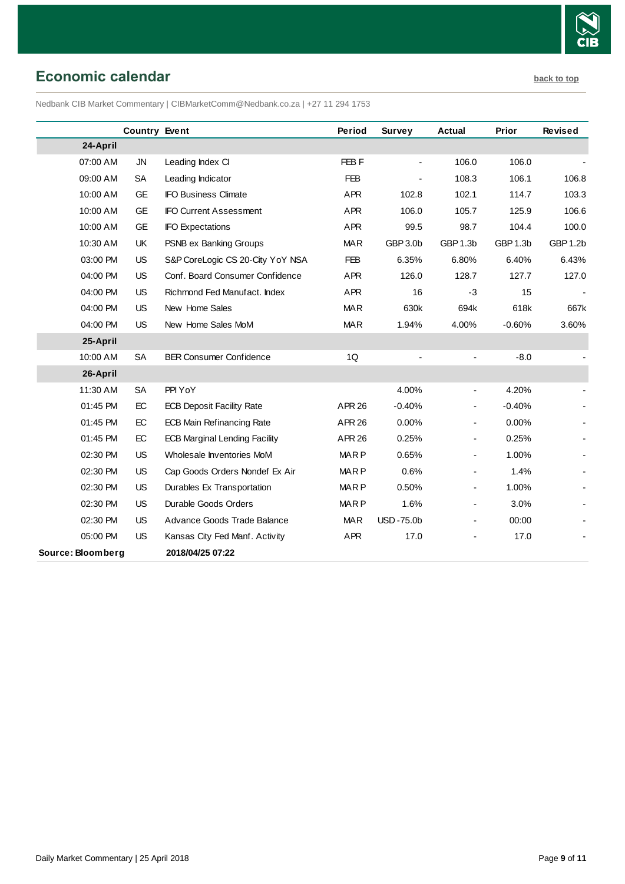## Economic calendar

back to top

Nedbank CIB Market Commentary | CIBMarketComm@Nedbank.co.za | +27 11 294 1753

| | Country | Event | Period | Survey | Actual | Prior | Revised |
|---|---|---|---|---|---|---|---|
| **24-April** | | | | | | | |
| 07:00 AM | JN | Leading Index CI | FEB F | - | 106.0 | 106.0 | - |
| 09:00 AM | SA | Leading Indicator | FEB | - | 108.3 | 106.1 | 106.8 |
| 10:00 AM | GE | IFO Business Climate | APR | 102.8 | 102.1 | 114.7 | 103.3 |
| 10:00 AM | GE | IFO Current Assessment | APR | 106.0 | 105.7 | 125.9 | 106.6 |
| 10:00 AM | GE | IFO Expectations | APR | 99.5 | 98.7 | 104.4 | 100.0 |
| 10:30 AM | UK | PSNB ex Banking Groups | MAR | GBP 3.0b | GBP 1.3b | GBP 1.3b | GBP 1.2b |
| 03:00 PM | US | S&P CoreLogic CS 20-City YoY NSA | FEB | 6.35% | 6.80% | 6.40% | 6.43% |
| 04:00 PM | US | Conf. Board Consumer Confidence | APR | 126.0 | 128.7 | 127.7 | 127.0 |
| 04:00 PM | US | Richmond Fed Manufact. Index | APR | 16 | -3 | 15 | - |
| 04:00 PM | US | New Home Sales | MAR | 630k | 694k | 618k | 667k |
| 04:00 PM | US | New Home Sales MoM | MAR | 1.94% | 4.00% | -0.60% | 3.60% |
| **25-April** | | | | | | | |
| 10:00 AM | SA | BER Consumer Confidence | 1Q | - | - | -8.0 | - |
| **26-April** | | | | | | | |
| 11:30 AM | SA | PPI YoY | | 4.00% | - | 4.20% | - |
| 01:45 PM | EC | ECB Deposit Facility Rate | APR 26 | -0.40% | - | -0.40% | - |
| 01:45 PM | EC | ECB Main Refinancing Rate | APR 26 | 0.00% | - | 0.00% | - |
| 01:45 PM | EC | ECB Marginal Lending Facility | APR 26 | 0.25% | - | 0.25% | - |
| 02:30 PM | US | Wholesale Inventories MoM | MAR P | 0.65% | - | 1.00% | - |
| 02:30 PM | US | Cap Goods Orders Nondef Ex Air | MAR P | 0.6% | - | 1.4% | - |
| 02:30 PM | US | Durables Ex Transportation | MAR P | 0.50% | - | 1.00% | - |
| 02:30 PM | US | Durable Goods Orders | MAR P | 1.6% | - | 3.0% | - |
| 02:30 PM | US | Advance Goods Trade Balance | MAR | USD -75.0b | - | 00:00 | - |
| 05:00 PM | US | Kansas City Fed Manf. Activity | APR | 17.0 | - | 17.0 | - |
| **Source: Bloomberg** | | **2018/04/25 07:22** | | | | | |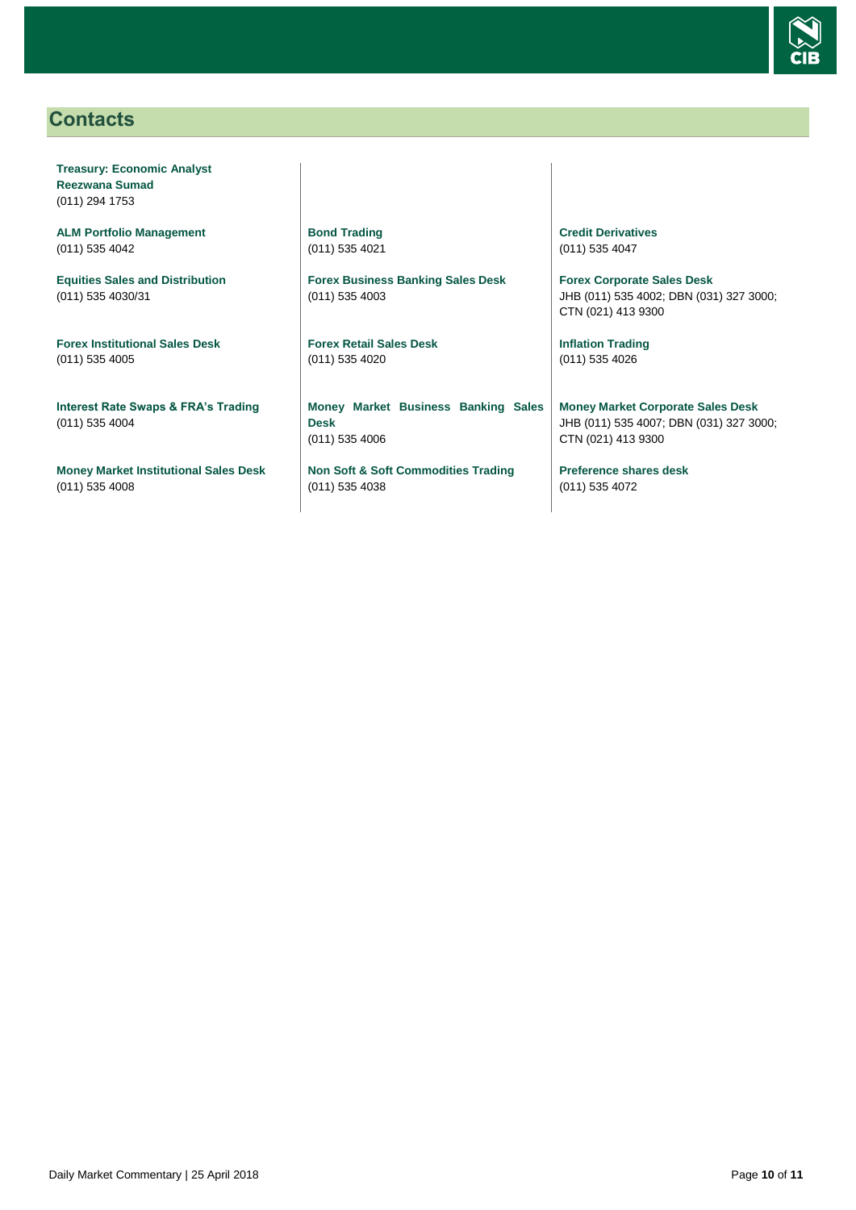## Contacts

**Treasury: Economic Analyst**
**Reezwana Sumad**
(011) 294 1753

**ALM Portfolio Management**
(011) 535 4042

**Equities Sales and Distribution**
(011) 535 4030/31

**Forex Institutional Sales Desk**
(011) 535 4005

**Interest Rate Swaps & FRA's Trading**
(011) 535 4004

**Money Market Institutional Sales Desk**
(011) 535 4008

**Bond Trading**
(011) 535 4021

**Forex Business Banking Sales Desk**
(011) 535 4003

**Forex Retail Sales Desk**
(011) 535 4020

**Money Market Business Banking Sales Desk**
(011) 535 4006

**Non Soft & Soft Commodities Trading**
(011) 535 4038

**Credit Derivatives**
(011) 535 4047

**Forex Corporate Sales Desk**
JHB (011) 535 4002; DBN (031) 327 3000; CTN (021) 413 9300

**Inflation Trading**
(011) 535 4026

**Money Market Corporate Sales Desk**
JHB (011) 535 4007; DBN (031) 327 3000; CTN (021) 413 9300

**Preference shares desk**
(011) 535 4072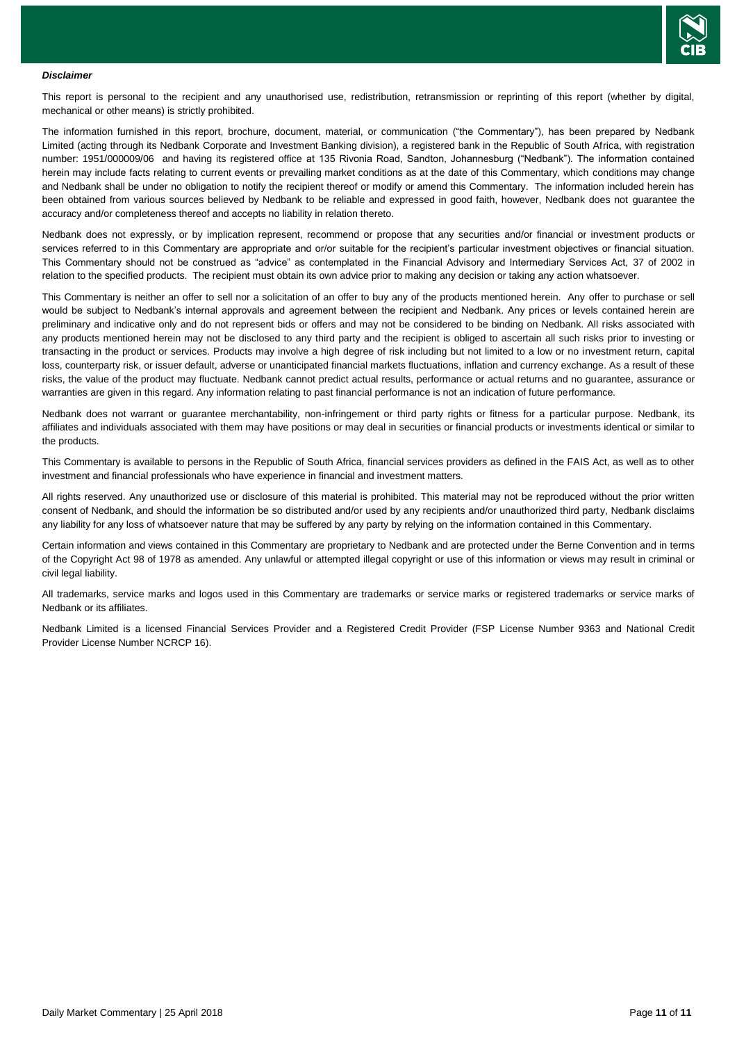***Disclaimer***

This report is personal to the recipient and any unauthorised use, redistribution, retransmission or reprinting of this report (whether by digital, mechanical or other means) is strictly prohibited.

The information furnished in this report, brochure, document, material, or communication ("the Commentary"), has been prepared by Nedbank Limited (acting through its Nedbank Corporate and Investment Banking division), a registered bank in the Republic of South Africa, with registration number: 1951/000009/06 and having its registered office at 135 Rivonia Road, Sandton, Johannesburg ("Nedbank"). The information contained herein may include facts relating to current events or prevailing market conditions as at the date of this Commentary, which conditions may change and Nedbank shall be under no obligation to notify the recipient thereof or modify or amend this Commentary. The information included herein has been obtained from various sources believed by Nedbank to be reliable and expressed in good faith, however, Nedbank does not guarantee the accuracy and/or completeness thereof and accepts no liability in relation thereto.

Nedbank does not expressly, or by implication represent, recommend or propose that any securities and/or financial or investment products or services referred to in this Commentary are appropriate and or/or suitable for the recipient's particular investment objectives or financial situation. This Commentary should not be construed as "advice" as contemplated in the Financial Advisory and Intermediary Services Act, 37 of 2002 in relation to the specified products. The recipient must obtain its own advice prior to making any decision or taking any action whatsoever.

This Commentary is neither an offer to sell nor a solicitation of an offer to buy any of the products mentioned herein. Any offer to purchase or sell would be subject to Nedbank's internal approvals and agreement between the recipient and Nedbank. Any prices or levels contained herein are preliminary and indicative only and do not represent bids or offers and may not be considered to be binding on Nedbank. All risks associated with any products mentioned herein may not be disclosed to any third party and the recipient is obliged to ascertain all such risks prior to investing or transacting in the product or services. Products may involve a high degree of risk including but not limited to a low or no investment return, capital loss, counterparty risk, or issuer default, adverse or unanticipated financial markets fluctuations, inflation and currency exchange. As a result of these risks, the value of the product may fluctuate. Nedbank cannot predict actual results, performance or actual returns and no guarantee, assurance or warranties are given in this regard. Any information relating to past financial performance is not an indication of future performance.

Nedbank does not warrant or guarantee merchantability, non-infringement or third party rights or fitness for a particular purpose. Nedbank, its affiliates and individuals associated with them may have positions or may deal in securities or financial products or investments identical or similar to the products.

This Commentary is available to persons in the Republic of South Africa, financial services providers as defined in the FAIS Act, as well as to other investment and financial professionals who have experience in financial and investment matters.

All rights reserved. Any unauthorized use or disclosure of this material is prohibited. This material may not be reproduced without the prior written consent of Nedbank, and should the information be so distributed and/or used by any recipients and/or unauthorized third party, Nedbank disclaims any liability for any loss of whatsoever nature that may be suffered by any party by relying on the information contained in this Commentary.

Certain information and views contained in this Commentary are proprietary to Nedbank and are protected under the Berne Convention and in terms of the Copyright Act 98 of 1978 as amended. Any unlawful or attempted illegal copyright or use of this information or views may result in criminal or civil legal liability.

All trademarks, service marks and logos used in this Commentary are trademarks or service marks or registered trademarks or service marks of Nedbank or its affiliates.

Nedbank Limited is a licensed Financial Services Provider and a Registered Credit Provider (FSP License Number 9363 and National Credit Provider License Number NCRCP 16).